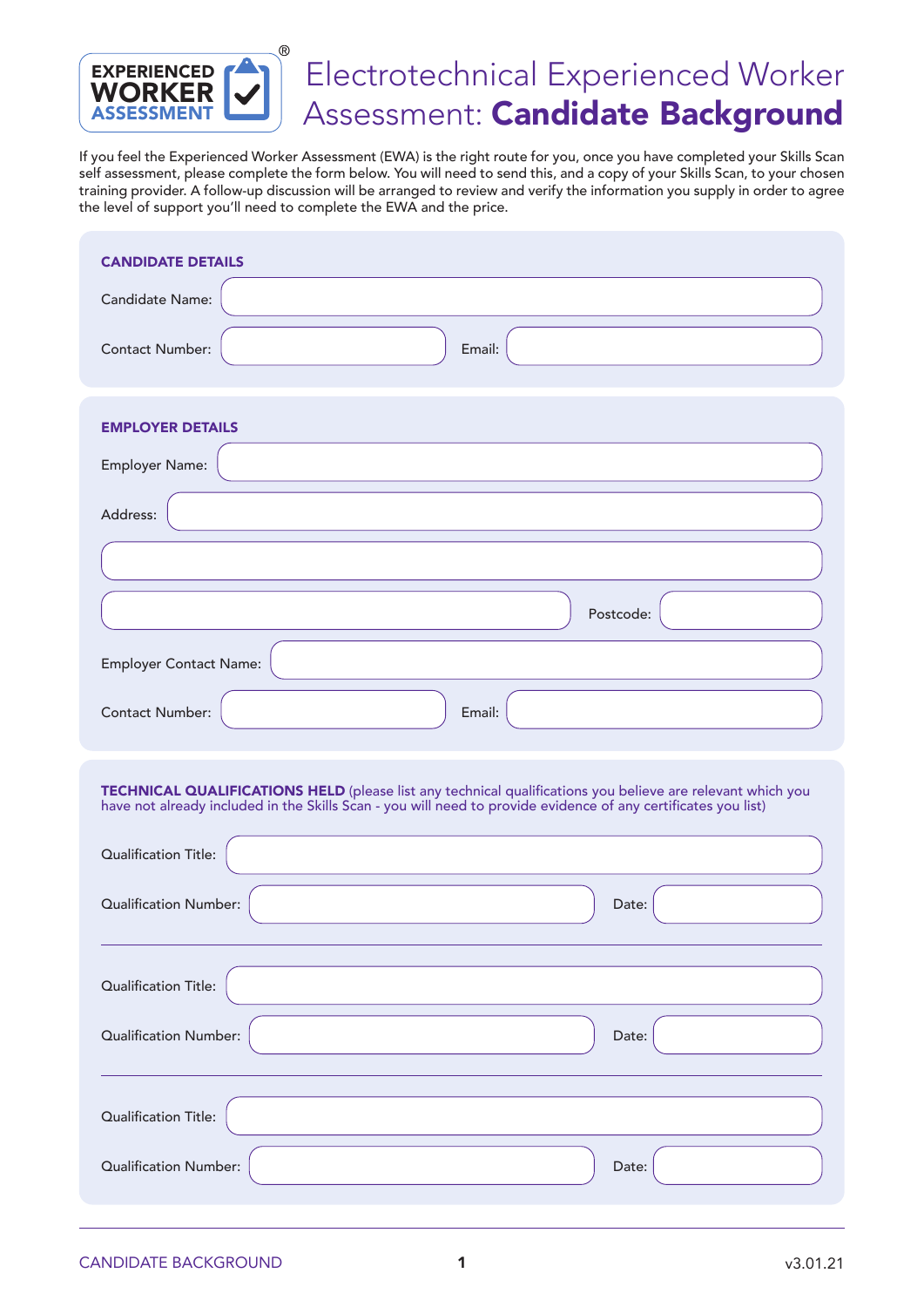# Electrotechnical Experienced Worker Assessment: **Candidate Background**

If you feel the Experienced Worker Assessment (EWA) is the right route for you, once you have completed your Skills Scan self assessment, please complete the form below. You will need to send this, and a copy of your Skills Scan, to your chosen training provider. A follow-up discussion will be arranged to review and verify the information you supply in order to agree the level of support you'll need to complete the EWA and the price.

## CANDIDATE DETAILS

Candidate Name:

Contact Number: Email:

## EMPLOYER DETAILS

Employer Name:

Address:

Postcode:

Employer Contact Name:

Contact Number: Email:

## TECHNICAL QUALIFICATIONS HELD

(please list any technical qualifications you believe are relevant which you have not already included in the Skills Scan - you will need to provide evidence of any certificates you list)

Qualification Title:

Qualification Number: Date:

---

Qualification Title:

Qualification Number: Date:

---

Qualification Title:

Qualification Number: Date: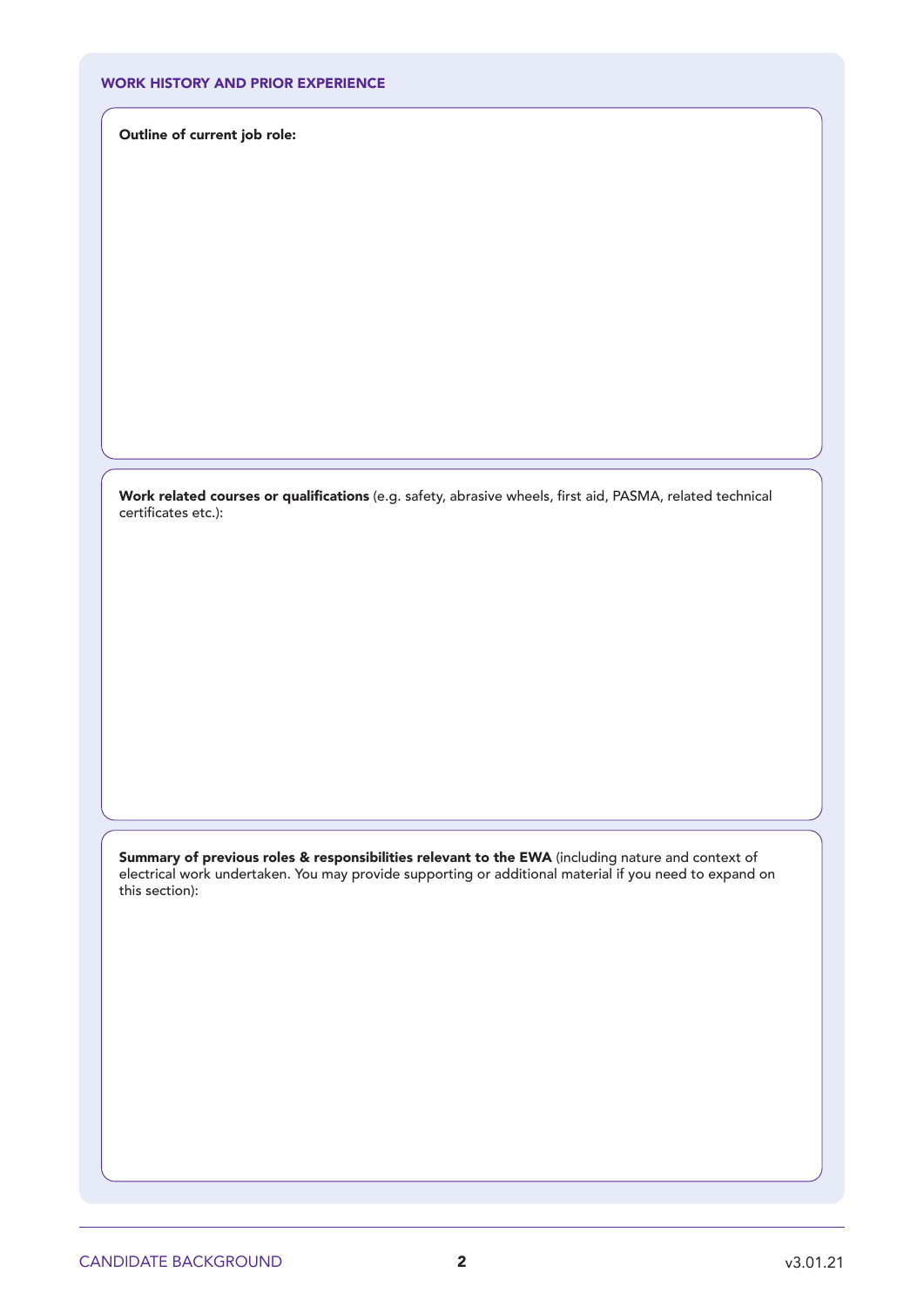## WORK HISTORY AND PRIOR EXPERIENCE

**Outline of current job role:**

**Work related courses or qualifications** (e.g. safety, abrasive wheels, first aid, PASMA, related technical certificates etc.):

**Summary of previous roles & responsibilities relevant to the EWA** (including nature and context of electrical work undertaken. You may provide supporting or additional material if you need to expand on this section):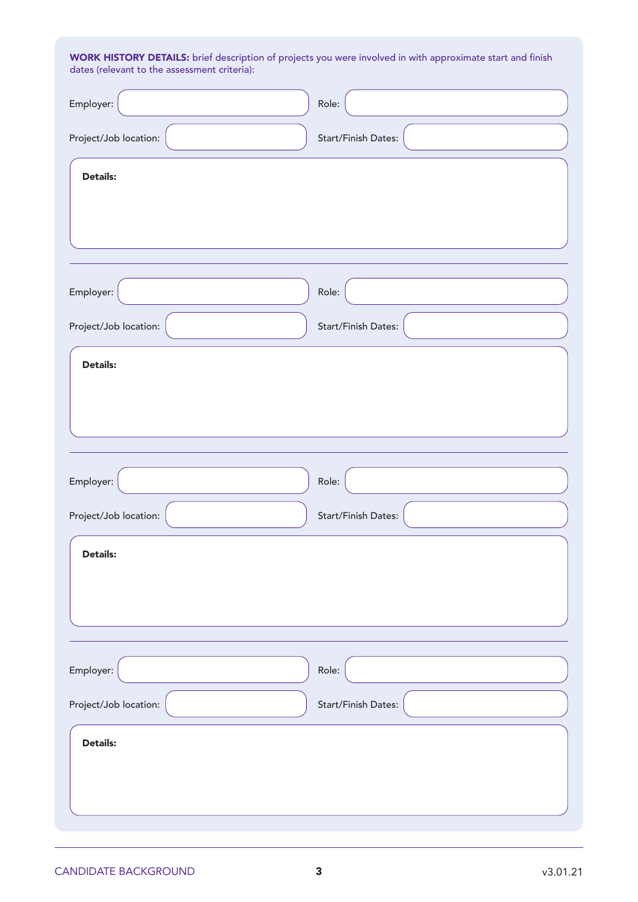**WORK HISTORY DETAILS:** brief description of projects you were involved in with approximate start and finish dates (relevant to the assessment criteria):

Employer: | Role:

Project/Job location: | Start/Finish Dates:

**Details:**

---

Employer: | Role:

Project/Job location: | Start/Finish Dates:

**Details:**

---

Employer: | Role:

Project/Job location: | Start/Finish Dates:

**Details:**

---

Employer: | Role:

Project/Job location: | Start/Finish Dates:

**Details:**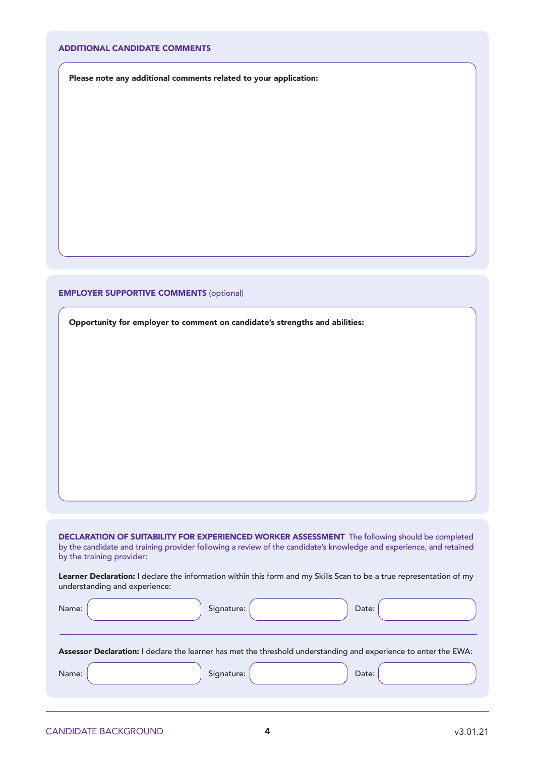## ADDITIONAL CANDIDATE COMMENTS

**Please note any additional comments related to your application:**

## EMPLOYER SUPPORTIVE COMMENTS (optional)

**Opportunity for employer to comment on candidate's strengths and abilities:**

## DECLARATION OF SUITABILITY FOR EXPERIENCED WORKER ASSESSMENT

The following should be completed by the candidate and training provider following a review of the candidate's knowledge and experience, and retained by the training provider:

**Learner Declaration:** I declare the information within this form and my Skills Scan to be a true representation of my understanding and experience:

| | | | | | |
|---|---|---|---|---|---|
| Name: | | Signature: | | Date: | |

**Assessor Declaration:** I declare the learner has met the threshold understanding and experience to enter the EWA:

| | | | | | |
|---|---|---|---|---|---|
| Name: | | Signature: | | Date: | |